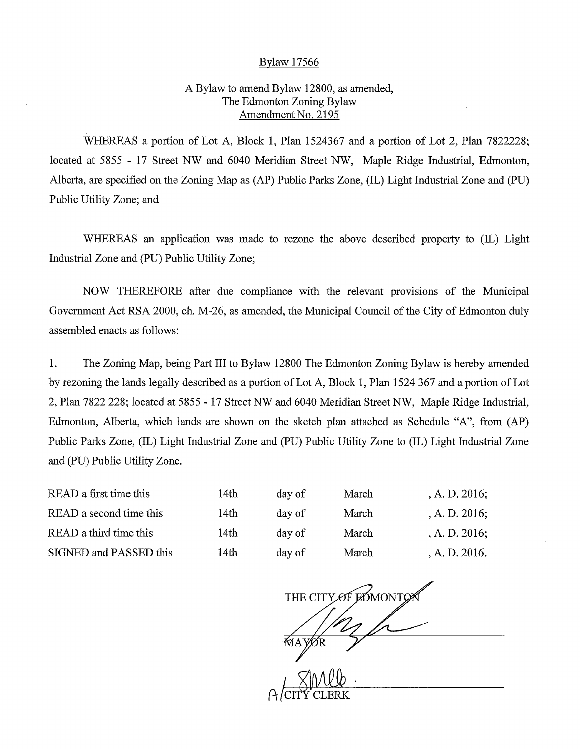# Bylaw 17566

A Bylaw to amend Bylaw 12800, as amended,
The Edmonton Zoning Bylaw
Amendment No. 2195

WHEREAS a portion of Lot A, Block 1, Plan 1524367 and a portion of Lot 2, Plan 7822228; located at 5855 - 17 Street NW and 6040 Meridian Street NW, Maple Ridge Industrial, Edmonton, Alberta, are specified on the Zoning Map as (AP) Public Parks Zone, (IL) Light Industrial Zone and (PU) Public Utility Zone; and

WHEREAS an application was made to rezone the above described property to (IL) Light Industrial Zone and (PU) Public Utility Zone;

NOW THEREFORE after due compliance with the relevant provisions of the Municipal Government Act RSA 2000, ch. M-26, as amended, the Municipal Council of the City of Edmonton duly assembled enacts as follows:

1. The Zoning Map, being Part III to Bylaw 12800 The Edmonton Zoning Bylaw is hereby amended by rezoning the lands legally described as a portion of Lot A, Block 1, Plan 1524 367 and a portion of Lot 2, Plan 7822 228; located at 5855 - 17 Street NW and 6040 Meridian Street NW, Maple Ridge Industrial, Edmonton, Alberta, which lands are shown on the sketch plan attached as Schedule "A", from (AP) Public Parks Zone, (IL) Light Industrial Zone and (PU) Public Utility Zone to (IL) Light Industrial Zone and (PU) Public Utility Zone.

| | | | | |
|---|---|---|---|---|
| READ a first time this | 14th | day of | March | , A. D. 2016; |
| READ a second time this | 14th | day of | March | , A. D. 2016; |
| READ a third time this | 14th | day of | March | , A. D. 2016; |
| SIGNED and PASSED this | 14th | day of | March | , A. D. 2016. |

THE CITY OF EDMONTON

MAYOR

A/CITY CLERK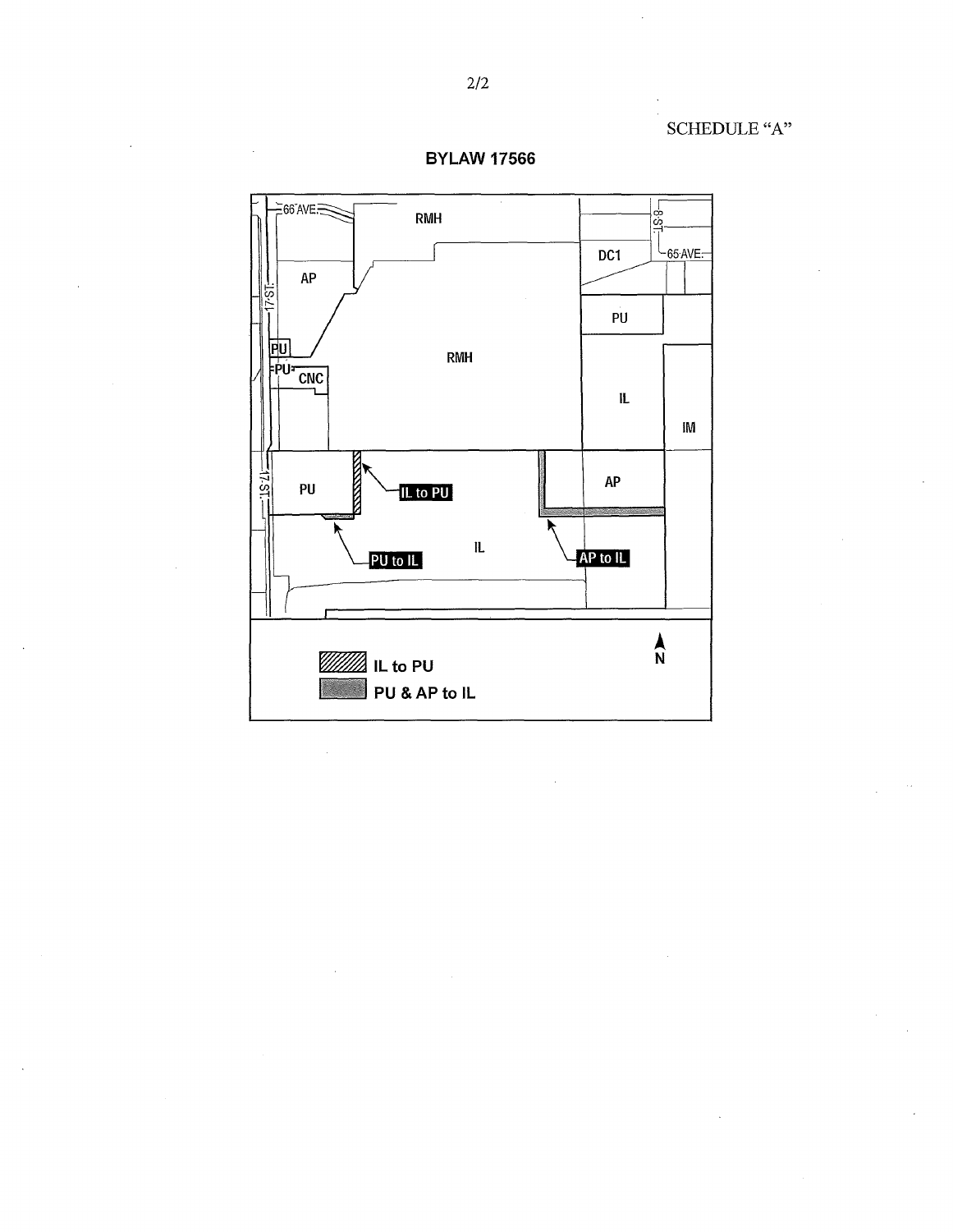SCHEDULE "A"

**BYLAW 17566**

66 AVE.

RMH

8 ST.

DC1

65 AVE.

AP

17 ST.

PU

PU

PU

CNC

RMH

IL

IM

17 ST.

PU

IL to PU

AP

PU to IL

IL

AP to IL

N

IL to PU

PU & AP to IL